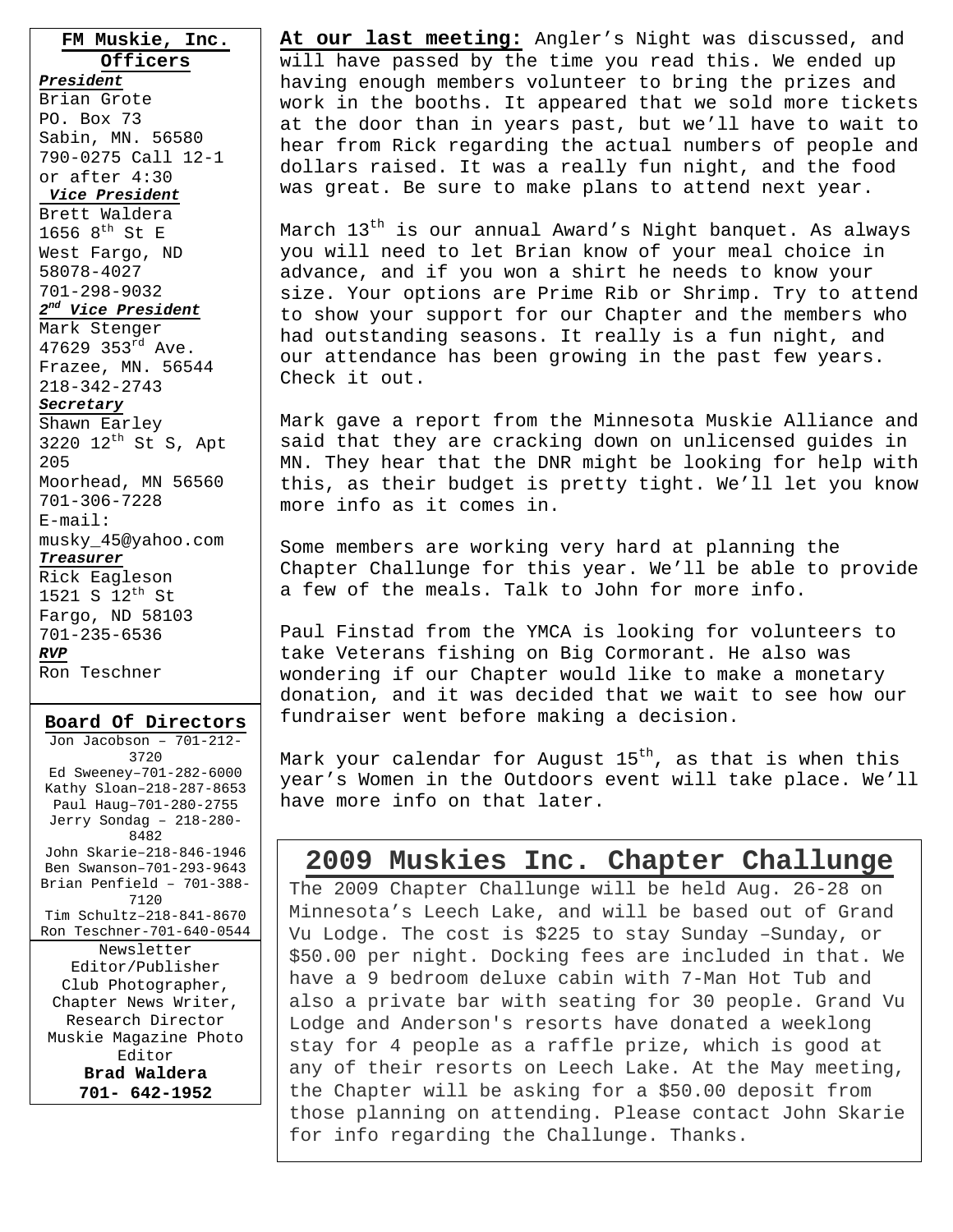**FM Muskie, Inc. Officers**

***President***
Brian Grote
PO. Box 73
Sabin, MN. 56580
790-0275 Call 12-1 or after 4:30

***Vice President***
Brett Waldera
1656 8th St E
West Fargo, ND 58078-4027
701-298-9032

***2nd Vice President***
Mark Stenger
47629 353rd Ave.
Frazee, MN. 56544
218-342-2743

***Secretary***
Shawn Earley
3220 12th St S, Apt 205
Moorhead, MN 56560
701-306-7228
E-mail: musky_45@yahoo.com

***Treasurer***
Rick Eagleson
1521 S 12th St
Fargo, ND 58103
701-235-6536

***RVP***
Ron Teschner

**Board Of Directors**

Jon Jacobson – 701-212-3720
Ed Sweeney–701-282-6000
Kathy Sloan–218-287-8653
Paul Haug–701-280-2755
Jerry Sondag – 218-280-8482
John Skarie–218-846-1946
Ben Swanson–701-293-9643
Brian Penfield – 701-388-7120
Tim Schultz–218-841-8670
Ron Teschner-701-640-0544

Newsletter Editor/Publisher
Club Photographer,
Chapter News Writer,
Research Director
Muskie Magazine Photo Editor
**Brad Waldera**
**701- 642-1952**

**At our last meeting:** Angler's Night was discussed, and will have passed by the time you read this. We ended up having enough members volunteer to bring the prizes and work in the booths. It appeared that we sold more tickets at the door than in years past, but we'll have to wait to hear from Rick regarding the actual numbers of people and dollars raised. It was a really fun night, and the food was great. Be sure to make plans to attend next year.

March 13th is our annual Award's Night banquet. As always you will need to let Brian know of your meal choice in advance, and if you won a shirt he needs to know your size. Your options are Prime Rib or Shrimp. Try to attend to show your support for our Chapter and the members who had outstanding seasons. It really is a fun night, and our attendance has been growing in the past few years. Check it out.

Mark gave a report from the Minnesota Muskie Alliance and said that they are cracking down on unlicensed guides in MN. They hear that the DNR might be looking for help with this, as their budget is pretty tight. We'll let you know more info as it comes in.

Some members are working very hard at planning the Chapter Challunge for this year. We'll be able to provide a few of the meals. Talk to John for more info.

Paul Finstad from the YMCA is looking for volunteers to take Veterans fishing on Big Cormorant. He also was wondering if our Chapter would like to make a monetary donation, and it was decided that we wait to see how our fundraiser went before making a decision.

Mark your calendar for August 15th, as that is when this year's Women in the Outdoors event will take place. We'll have more info on that later.

## 2009 Muskies Inc. Chapter Challunge

The 2009 Chapter Challunge will be held Aug. 26-28 on Minnesota's Leech Lake, and will be based out of Grand Vu Lodge. The cost is $225 to stay Sunday –Sunday, or $50.00 per night. Docking fees are included in that. We have a 9 bedroom deluxe cabin with 7-Man Hot Tub and also a private bar with seating for 30 people. Grand Vu Lodge and Anderson's resorts have donated a weeklong stay for 4 people as a raffle prize, which is good at any of their resorts on Leech Lake. At the May meeting, the Chapter will be asking for a $50.00 deposit from those planning on attending. Please contact John Skarie for info regarding the Challunge. Thanks.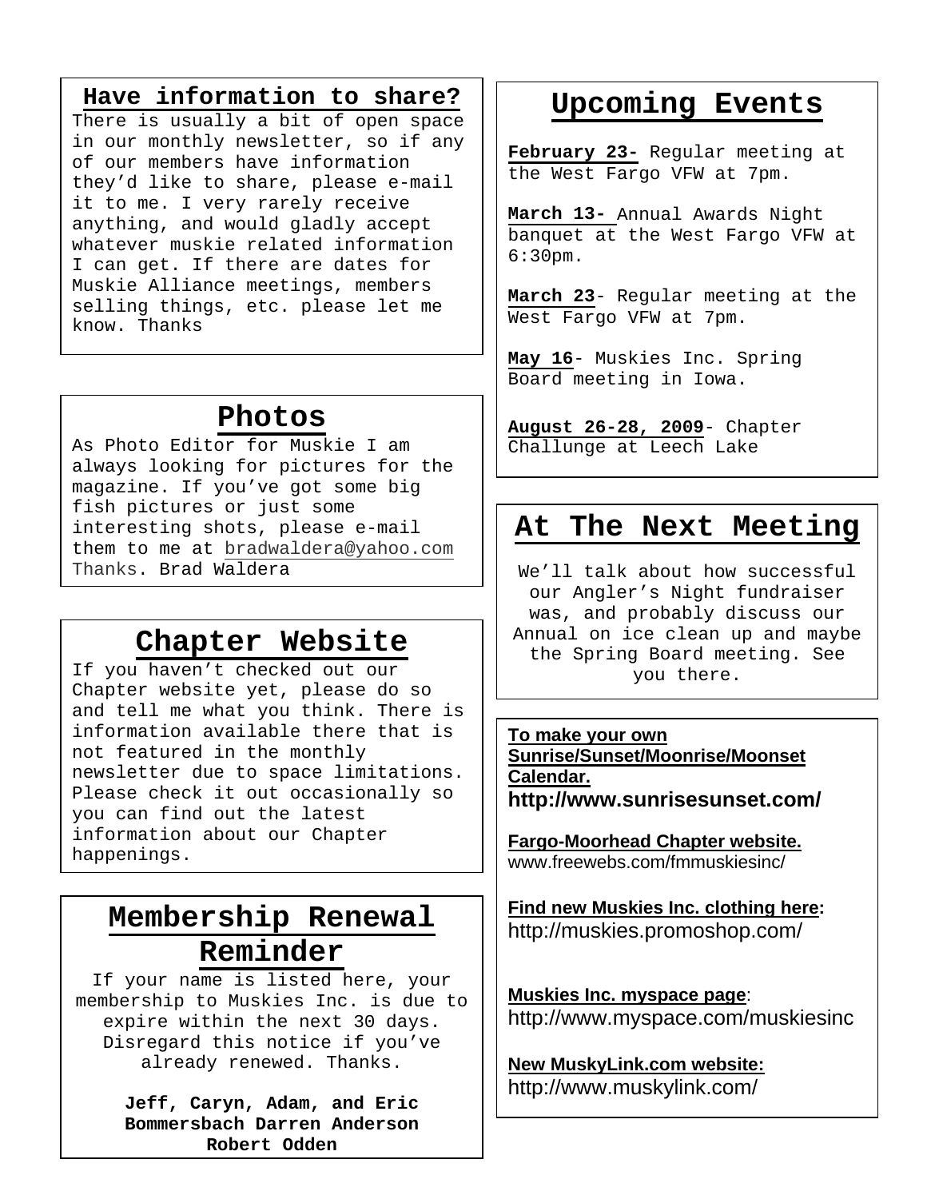## Have information to share?

There is usually a bit of open space in our monthly newsletter, so if any of our members have information they'd like to share, please e-mail it to me. I very rarely receive anything, and would gladly accept whatever muskie related information I can get. If there are dates for Muskie Alliance meetings, members selling things, etc. please let me know. Thanks

## Photos

As Photo Editor for Muskie I am always looking for pictures for the magazine. If you've got some big fish pictures or just some interesting shots, please e-mail them to me at bradwaldera@yahoo.com Thanks. Brad Waldera

## Chapter Website

If you haven't checked out our Chapter website yet, please do so and tell me what you think. There is information available there that is not featured in the monthly newsletter due to space limitations. Please check it out occasionally so you can find out the latest information about our Chapter happenings.

## Membership Renewal Reminder

If your name is listed here, your membership to Muskies Inc. is due to expire within the next 30 days. Disregard this notice if you've already renewed. Thanks.

**Jeff, Caryn, Adam, and Eric Bommersbach Darren Anderson Robert Odden**

## Upcoming Events

**February 23-** Regular meeting at the West Fargo VFW at 7pm.

**March 13-** Annual Awards Night banquet at the West Fargo VFW at 6:30pm.

**March 23**- Regular meeting at the West Fargo VFW at 7pm.

**May 16**- Muskies Inc. Spring Board meeting in Iowa.

**August 26-28, 2009**- Chapter Challunge at Leech Lake

## At The Next Meeting

We'll talk about how successful our Angler's Night fundraiser was, and probably discuss our Annual on ice clean up and maybe the Spring Board meeting. See you there.

**To make your own Sunrise/Sunset/Moonrise/Moonset Calendar.**
**http://www.sunrisesunset.com/**

**Fargo-Moorhead Chapter website.**
www.freewebs.com/fmmuskiesinc/

**Find new Muskies Inc. clothing here:**
http://muskies.promoshop.com/

**Muskies Inc. myspace page**:
http://www.myspace.com/muskiesinc

**New MuskyLink.com website:**
http://www.muskylink.com/